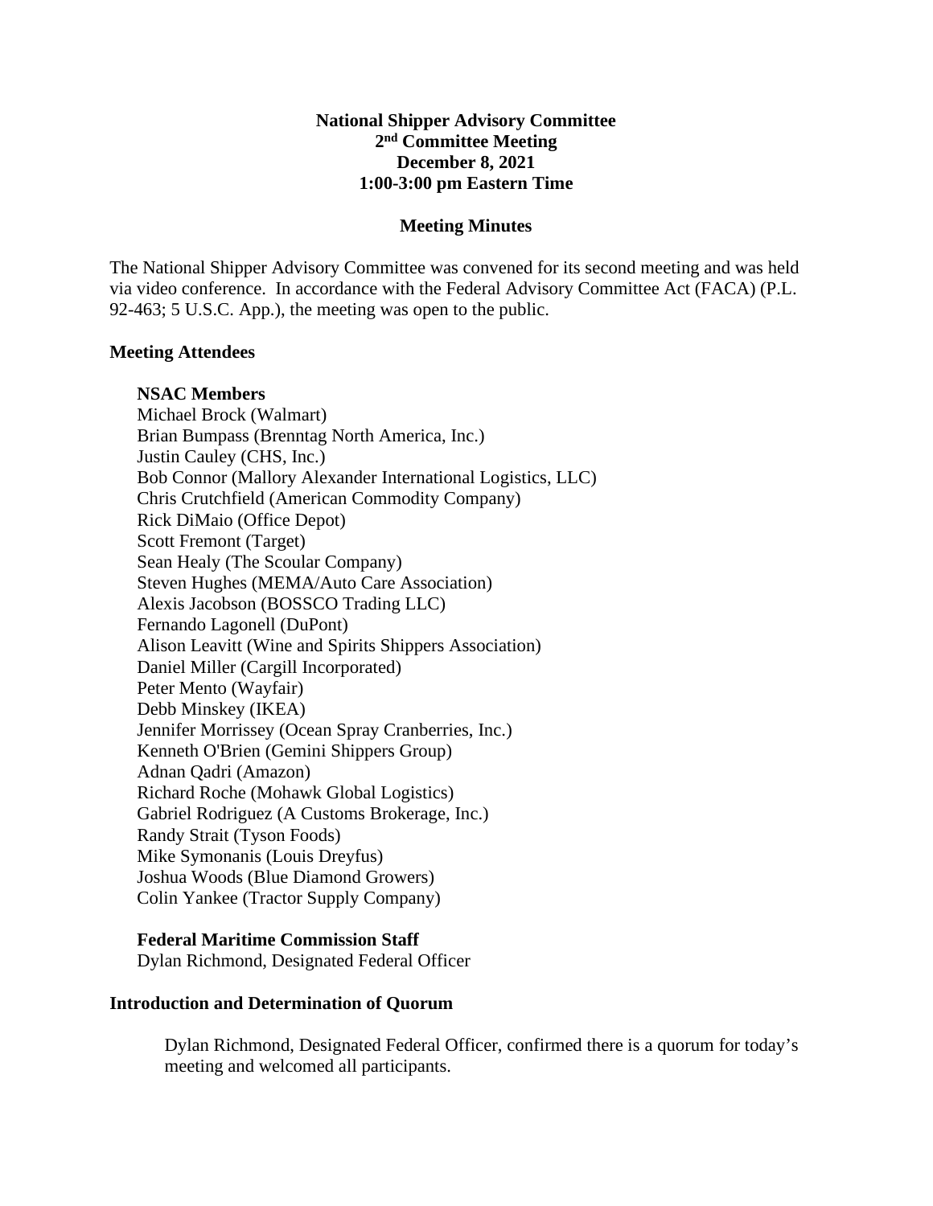**National Shipper Advisory Committee**
**2nd Committee Meeting**
**December 8, 2021**
**1:00-3:00 pm Eastern Time**

**Meeting Minutes**

The National Shipper Advisory Committee was convened for its second meeting and was held via video conference. In accordance with the Federal Advisory Committee Act (FACA) (P.L. 92-463; 5 U.S.C. App.), the meeting was open to the public.

## Meeting Attendees

### NSAC Members

Michael Brock (Walmart)
Brian Bumpass (Brenntag North America, Inc.)
Justin Cauley (CHS, Inc.)
Bob Connor (Mallory Alexander International Logistics, LLC)
Chris Crutchfield (American Commodity Company)
Rick DiMaio (Office Depot)
Scott Fremont (Target)
Sean Healy (The Scoular Company)
Steven Hughes (MEMA/Auto Care Association)
Alexis Jacobson (BOSSCO Trading LLC)
Fernando Lagonell (DuPont)
Alison Leavitt (Wine and Spirits Shippers Association)
Daniel Miller (Cargill Incorporated)
Peter Mento (Wayfair)
Debb Minskey (IKEA)
Jennifer Morrissey (Ocean Spray Cranberries, Inc.)
Kenneth O'Brien (Gemini Shippers Group)
Adnan Qadri (Amazon)
Richard Roche (Mohawk Global Logistics)
Gabriel Rodriguez (A Customs Brokerage, Inc.)
Randy Strait (Tyson Foods)
Mike Symonanis (Louis Dreyfus)
Joshua Woods (Blue Diamond Growers)
Colin Yankee (Tractor Supply Company)

### Federal Maritime Commission Staff

Dylan Richmond, Designated Federal Officer

## Introduction and Determination of Quorum

Dylan Richmond, Designated Federal Officer, confirmed there is a quorum for today's meeting and welcomed all participants.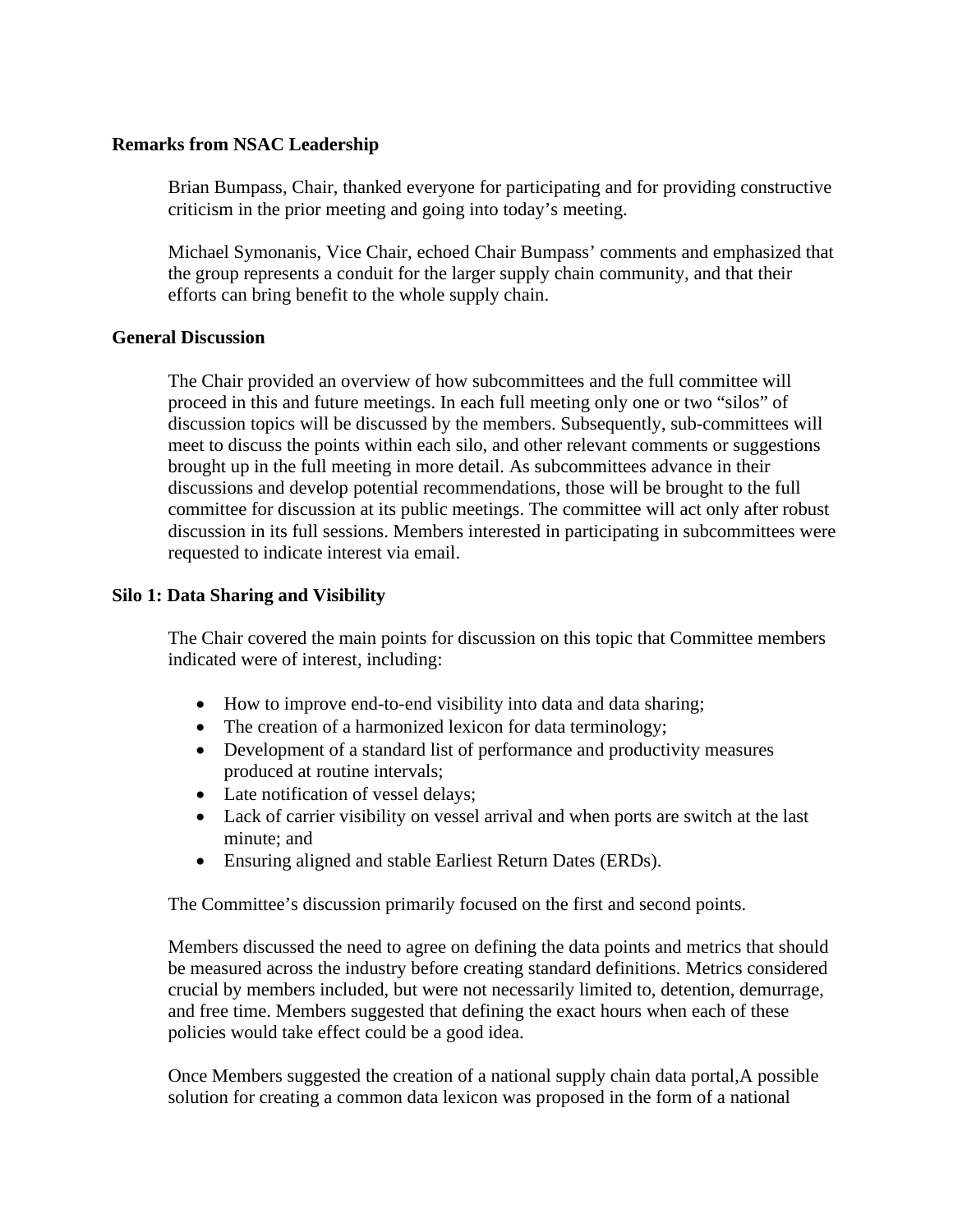**Remarks from NSAC Leadership**

Brian Bumpass, Chair, thanked everyone for participating and for providing constructive criticism in the prior meeting and going into today's meeting.

Michael Symonanis, Vice Chair, echoed Chair Bumpass' comments and emphasized that the group represents a conduit for the larger supply chain community, and that their efforts can bring benefit to the whole supply chain.

**General Discussion**

The Chair provided an overview of how subcommittees and the full committee will proceed in this and future meetings. In each full meeting only one or two "silos" of discussion topics will be discussed by the members. Subsequently, sub-committees will meet to discuss the points within each silo, and other relevant comments or suggestions brought up in the full meeting in more detail. As subcommittees advance in their discussions and develop potential recommendations, those will be brought to the full committee for discussion at its public meetings. The committee will act only after robust discussion in its full sessions. Members interested in participating in subcommittees were requested to indicate interest via email.

**Silo 1: Data Sharing and Visibility**

The Chair covered the main points for discussion on this topic that Committee members indicated were of interest, including:

- How to improve end-to-end visibility into data and data sharing;
- The creation of a harmonized lexicon for data terminology;
- Development of a standard list of performance and productivity measures produced at routine intervals;
- Late notification of vessel delays;
- Lack of carrier visibility on vessel arrival and when ports are switch at the last minute; and
- Ensuring aligned and stable Earliest Return Dates (ERDs).

The Committee's discussion primarily focused on the first and second points.

Members discussed the need to agree on defining the data points and metrics that should be measured across the industry before creating standard definitions. Metrics considered crucial by members included, but were not necessarily limited to, detention, demurrage, and free time. Members suggested that defining the exact hours when each of these policies would take effect could be a good idea.

Once Members suggested the creation of a national supply chain data portal,A possible solution for creating a common data lexicon was proposed in the form of a national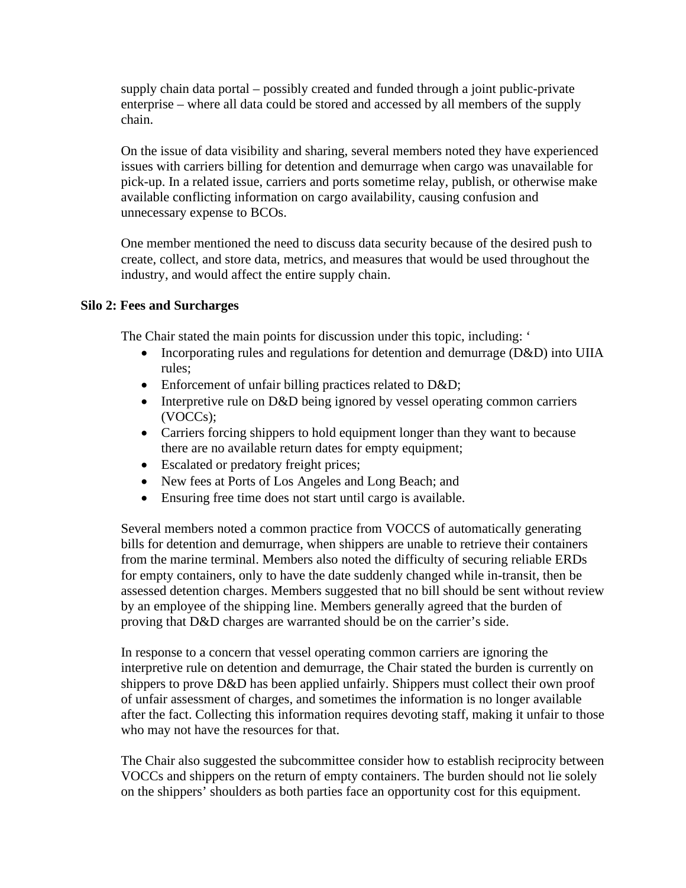supply chain data portal – possibly created and funded through a joint public-private enterprise – where all data could be stored and accessed by all members of the supply chain.

On the issue of data visibility and sharing, several members noted they have experienced issues with carriers billing for detention and demurrage when cargo was unavailable for pick-up. In a related issue, carriers and ports sometime relay, publish, or otherwise make available conflicting information on cargo availability, causing confusion and unnecessary expense to BCOs.

One member mentioned the need to discuss data security because of the desired push to create, collect, and store data, metrics, and measures that would be used throughout the industry, and would affect the entire supply chain.

**Silo 2: Fees and Surcharges**

The Chair stated the main points for discussion under this topic, including: ‘

- Incorporating rules and regulations for detention and demurrage (D&D) into UIIA rules;
- Enforcement of unfair billing practices related to D&D;
- Interpretive rule on D&D being ignored by vessel operating common carriers (VOCCs);
- Carriers forcing shippers to hold equipment longer than they want to because there are no available return dates for empty equipment;
- Escalated or predatory freight prices;
- New fees at Ports of Los Angeles and Long Beach; and
- Ensuring free time does not start until cargo is available.

Several members noted a common practice from VOCCS of automatically generating bills for detention and demurrage, when shippers are unable to retrieve their containers from the marine terminal. Members also noted the difficulty of securing reliable ERDs for empty containers, only to have the date suddenly changed while in-transit, then be assessed detention charges. Members suggested that no bill should be sent without review by an employee of the shipping line. Members generally agreed that the burden of proving that D&D charges are warranted should be on the carrier’s side.

In response to a concern that vessel operating common carriers are ignoring the interpretive rule on detention and demurrage, the Chair stated the burden is currently on shippers to prove D&D has been applied unfairly. Shippers must collect their own proof of unfair assessment of charges, and sometimes the information is no longer available after the fact. Collecting this information requires devoting staff, making it unfair to those who may not have the resources for that.

The Chair also suggested the subcommittee consider how to establish reciprocity between VOCCs and shippers on the return of empty containers. The burden should not lie solely on the shippers’ shoulders as both parties face an opportunity cost for this equipment.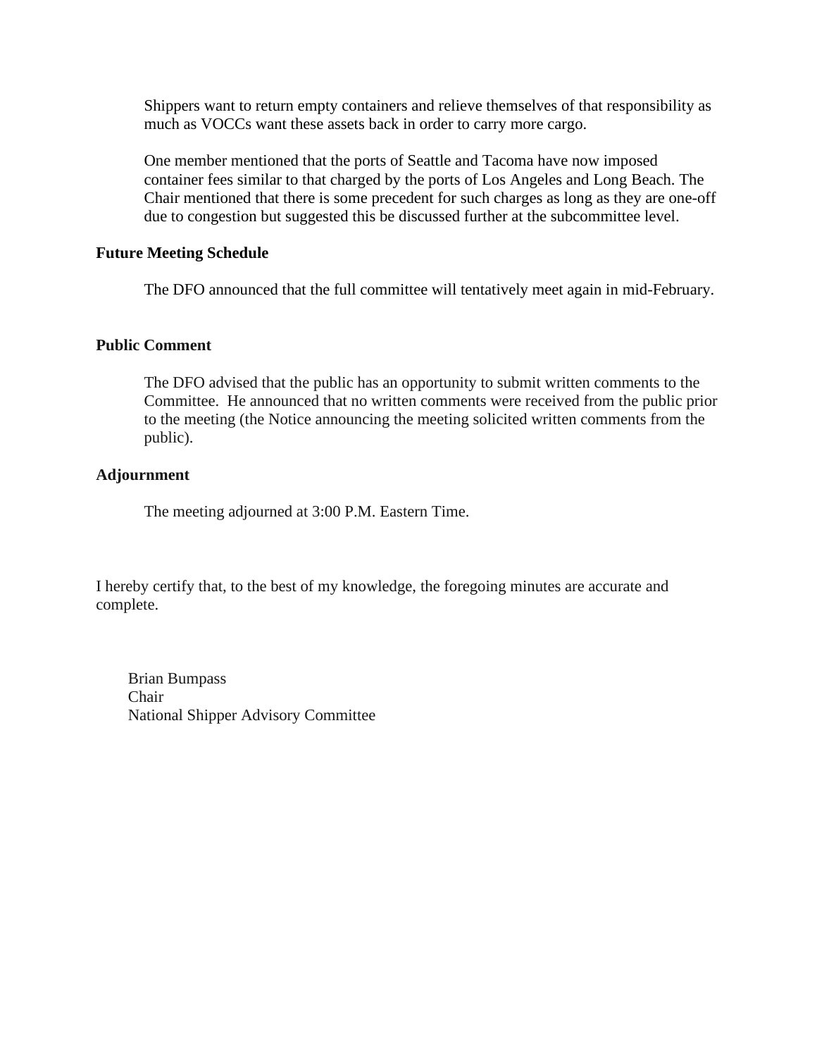Shippers want to return empty containers and relieve themselves of that responsibility as much as VOCCs want these assets back in order to carry more cargo.

One member mentioned that the ports of Seattle and Tacoma have now imposed container fees similar to that charged by the ports of Los Angeles and Long Beach. The Chair mentioned that there is some precedent for such charges as long as they are one-off due to congestion but suggested this be discussed further at the subcommittee level.

**Future Meeting Schedule**

The DFO announced that the full committee will tentatively meet again in mid-February.

**Public Comment**

The DFO advised that the public has an opportunity to submit written comments to the Committee. He announced that no written comments were received from the public prior to the meeting (the Notice announcing the meeting solicited written comments from the public).

**Adjournment**

The meeting adjourned at 3:00 P.M. Eastern Time.

I hereby certify that, to the best of my knowledge, the foregoing minutes are accurate and complete.

Brian Bumpass
Chair
National Shipper Advisory Committee